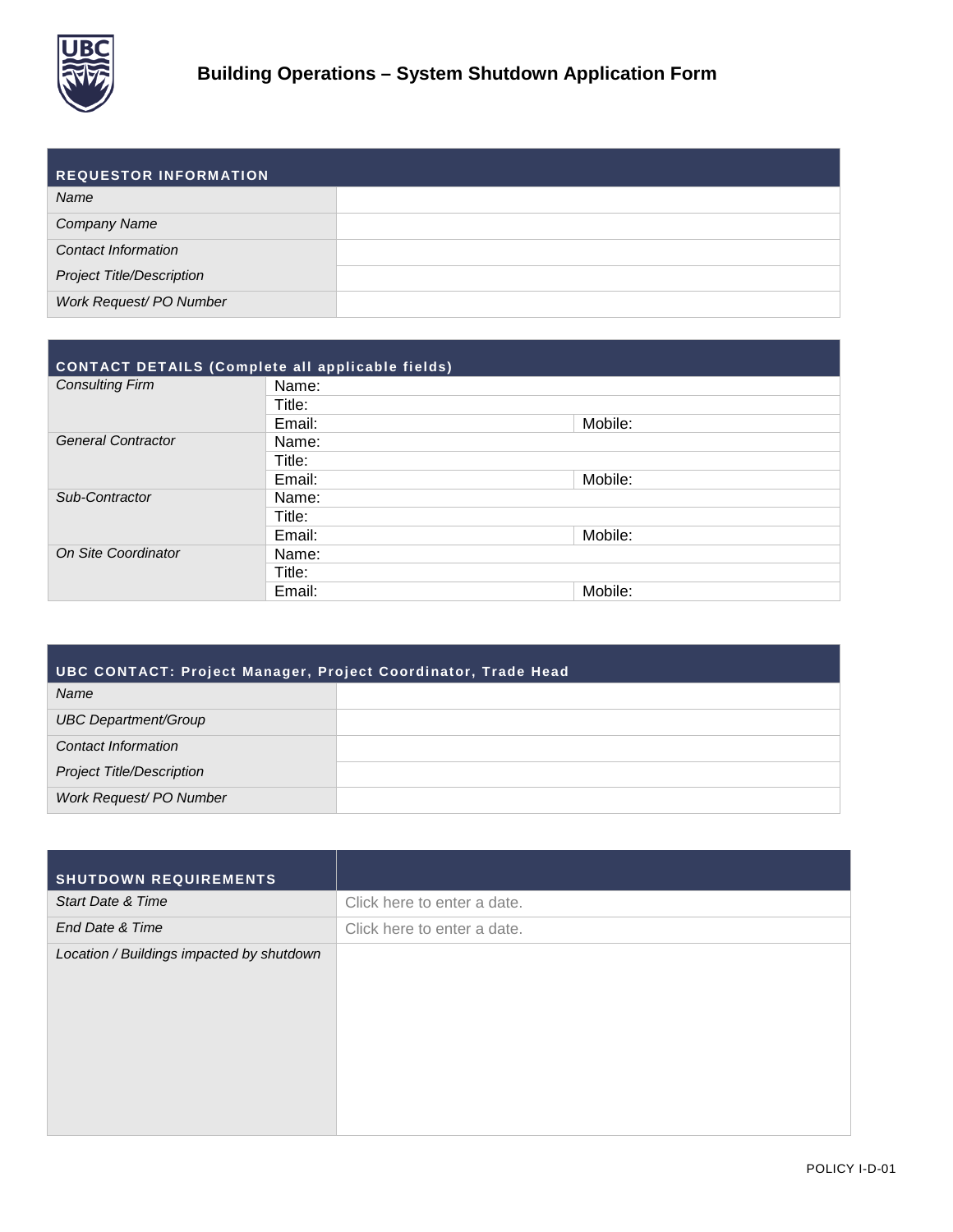# Building Operations – System Shutdown Application Form

| REQUESTOR INFORMATION | |
|---|---|
| *Name* | |
| *Company Name* | |
| *Contact Information* | |
| *Project Title/Description* | |
| *Work Request/ PO Number* | |

| CONTACT DETAILS (Complete all applicable fields) | | |
|---|---|---|
| *Consulting Firm* | Name: | |
| | Title: | |
| | Email: | Mobile: |
| *General Contractor* | Name: | |
| | Title: | |
| | Email: | Mobile: |
| *Sub-Contractor* | Name: | |
| | Title: | |
| | Email: | Mobile: |
| *On Site Coordinator* | Name: | |
| | Title: | |
| | Email: | Mobile: |

| UBC CONTACT: Project Manager, Project Coordinator, Trade Head | |
|---|---|
| *Name* | |
| *UBC Department/Group* | |
| *Contact Information* | |
| *Project Title/Description* | |
| *Work Request/ PO Number* | |

| SHUTDOWN REQUIREMENTS | |
|---|---|
| *Start Date & Time* | Click here to enter a date. |
| *End Date & Time* | Click here to enter a date. |
| *Location / Buildings impacted by shutdown* | |

POLICY I-D-01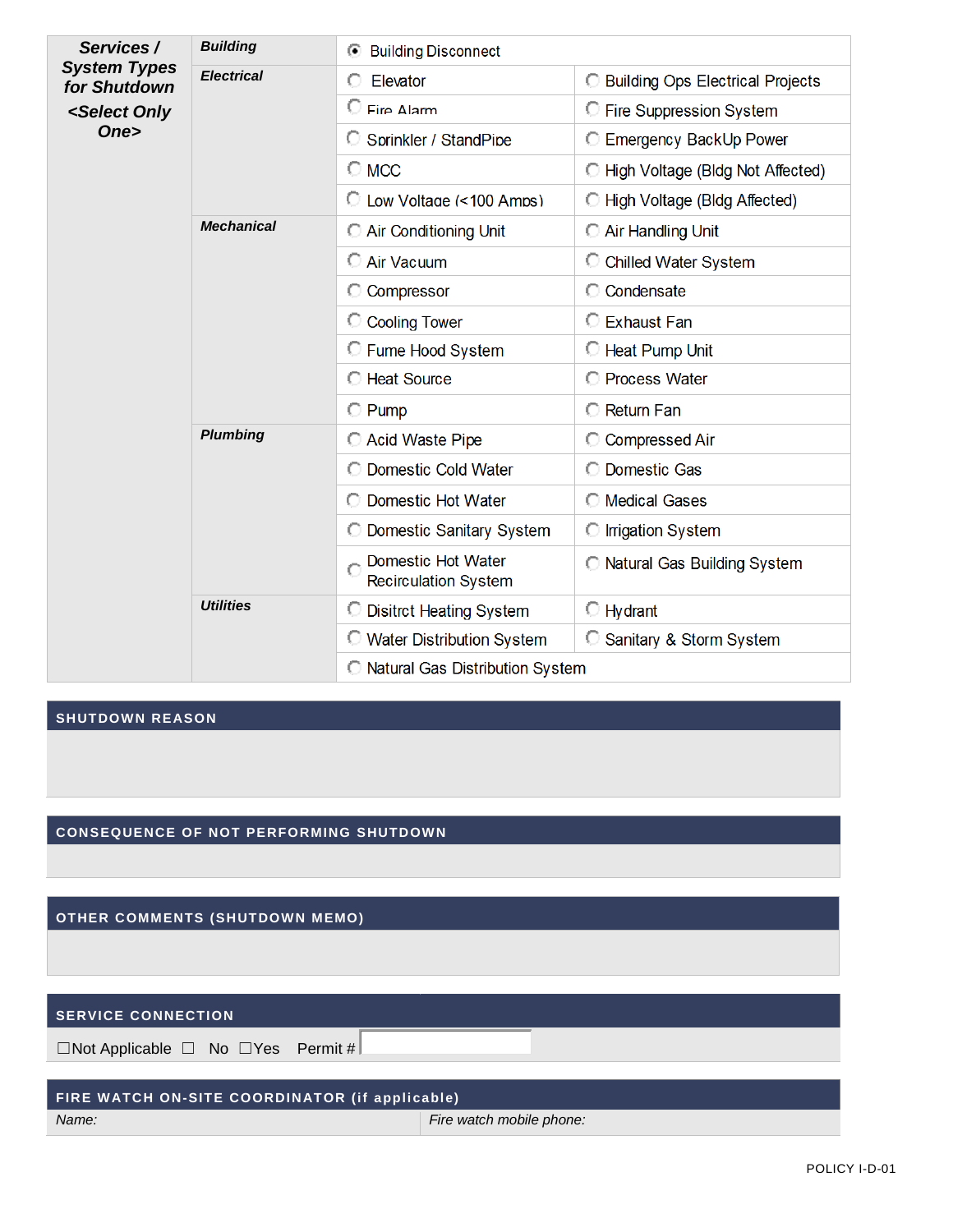| | | | |
|---|---|---|---|
| ***Services / System Types for Shutdown*** ***<Select Only One>*** | ***Building*** | ◉ Building Disconnect | |
| | ***Electrical*** | ○ Elevator | ○ Building Ops Electrical Projects |
| | | ○ Fire Alarm | ○ Fire Suppression System |
| | | ○ Sprinkler / StandPipe | ○ Emergency BackUp Power |
| | | ○ MCC | ○ High Voltage (Bldg Not Affected) |
| | | ○ Low Voltage (<100 Amps) | ○ High Voltage (Bldg Affected) |
| | ***Mechanical*** | ○ Air Conditioning Unit | ○ Air Handling Unit |
| | | ○ Air Vacuum | ○ Chilled Water System |
| | | ○ Compressor | ○ Condensate |
| | | ○ Cooling Tower | ○ Exhaust Fan |
| | | ○ Fume Hood System | ○ Heat Pump Unit |
| | | ○ Heat Source | ○ Process Water |
| | | ○ Pump | ○ Return Fan |
| | ***Plumbing*** | ○ Acid Waste Pipe | ○ Compressed Air |
| | | ○ Domestic Cold Water | ○ Domestic Gas |
| | | ○ Domestic Hot Water | ○ Medical Gases |
| | | ○ Domestic Sanitary System | ○ Irrigation System |
| | | ○ Domestic Hot Water Recirculation System | ○ Natural Gas Building System |
| | ***Utilities*** | ○ Disitrct Heating System | ○ Hydrant |
| | | ○ Water Distribution System | ○ Sanitary & Storm System |
| | | ○ Natural Gas Distribution System | |

## SHUTDOWN REASON

## CONSEQUENCE OF NOT PERFORMING SHUTDOWN

## OTHER COMMENTS (SHUTDOWN MEMO)

## SERVICE CONNECTION

☐Not Applicable ☐ No ☐Yes Permit #

## FIRE WATCH ON-SITE COORDINATOR (if applicable)

| | |
|---|---|
| *Name:* | *Fire watch mobile phone:* |

POLICY I-D-01